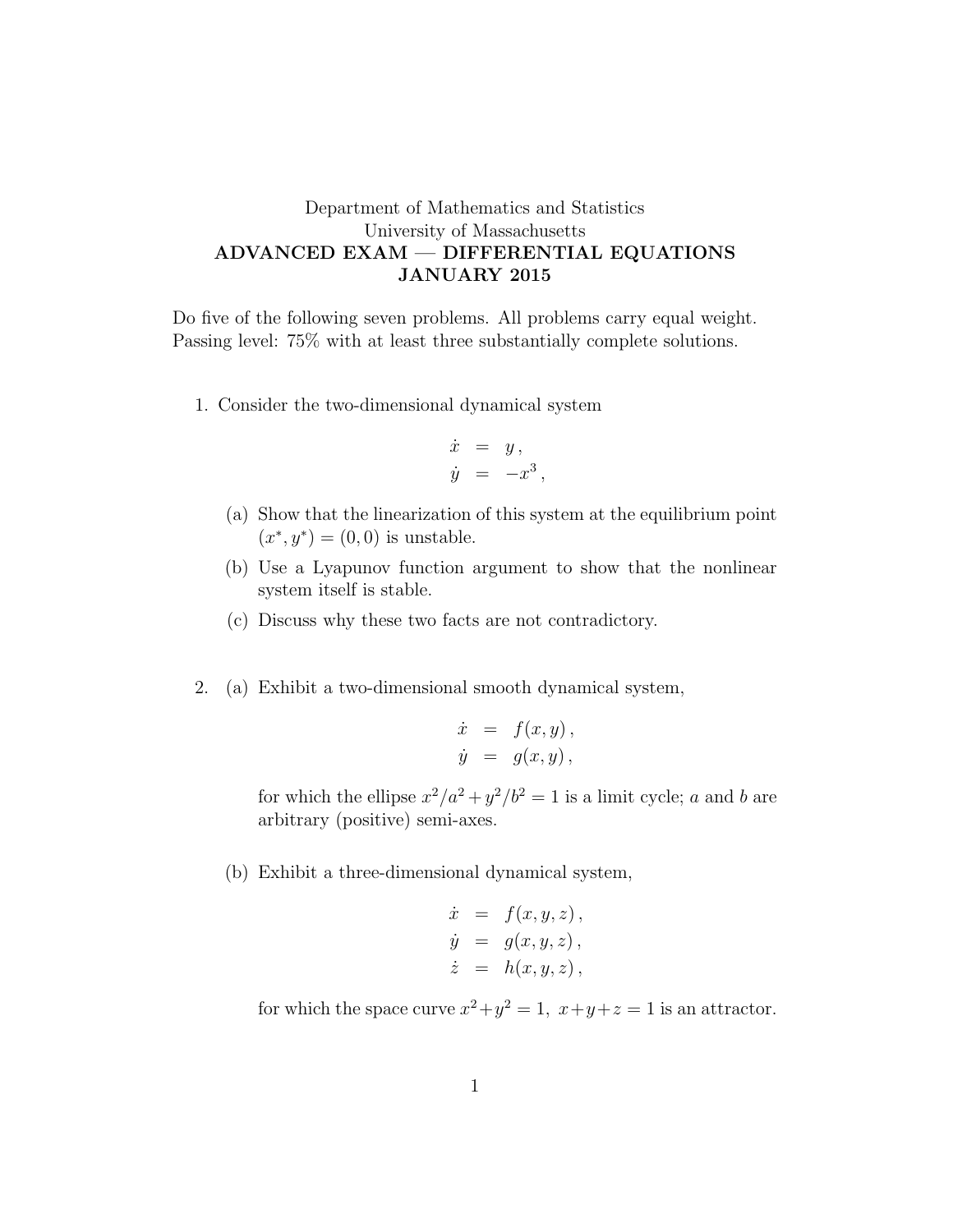Department of Mathematics and Statistics
University of Massachusetts

# ADVANCED EXAM — DIFFERENTIAL EQUATIONS
# JANUARY 2015

Do five of the following seven problems. All problems carry equal weight.
Passing level: 75% with at least three substantially complete solutions.

1. Consider the two-dimensional dynamical system

$$\begin{aligned} \dot{x} &= y\,, \\ \dot{y} &= -x^3\,, \end{aligned}$$

   (a) Show that the linearization of this system at the equilibrium point $(x^*, y^*) = (0, 0)$ is unstable.

   (b) Use a Lyapunov function argument to show that the nonlinear system itself is stable.

   (c) Discuss why these two facts are not contradictory.

2. (a) Exhibit a two-dimensional smooth dynamical system,

$$\begin{aligned} \dot{x} &= f(x, y)\,, \\ \dot{y} &= g(x, y)\,, \end{aligned}$$

   for which the ellipse $x^2/a^2 + y^2/b^2 = 1$ is a limit cycle; $a$ and $b$ are arbitrary (positive) semi-axes.

   (b) Exhibit a three-dimensional dynamical system,

$$\begin{aligned} \dot{x} &= f(x, y, z)\,, \\ \dot{y} &= g(x, y, z)\,, \\ \dot{z} &= h(x, y, z)\,, \end{aligned}$$

   for which the space curve $x^2+y^2 = 1,\ x+y+z = 1$ is an attractor.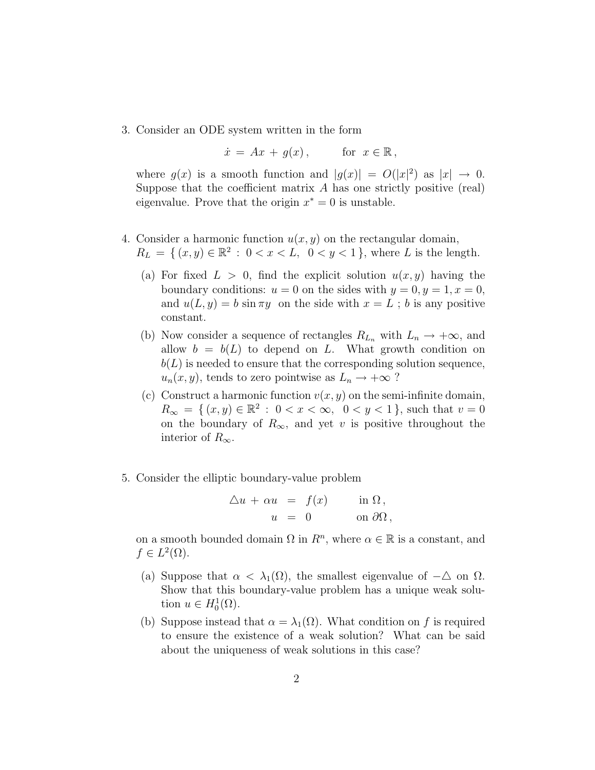3. Consider an ODE system written in the form

$$\dot{x} = Ax + g(x), \qquad \text{for } x \in \mathbb{R},$$

where $g(x)$ is a smooth function and $|g(x)| = O(|x|^2)$ as $|x| \to 0$. Suppose that the coefficient matrix $A$ has one strictly positive (real) eigenvalue. Prove that the origin $x^* = 0$ is unstable.

4. Consider a harmonic function $u(x, y)$ on the rectangular domain, $R_L = \{ (x, y) \in \mathbb{R}^2 : 0 < x < L, \ 0 < y < 1 \}$, where $L$ is the length.

   (a) For fixed $L > 0$, find the explicit solution $u(x, y)$ having the boundary conditions: $u = 0$ on the sides with $y = 0, y = 1, x = 0$, and $u(L, y) = b \sin \pi y$ on the side with $x = L$ ; $b$ is any positive constant.

   (b) Now consider a sequence of rectangles $R_{L_n}$ with $L_n \to +\infty$, and allow $b = b(L)$ to depend on $L$. What growth condition on $b(L)$ is needed to ensure that the corresponding solution sequence, $u_n(x, y)$, tends to zero pointwise as $L_n \to +\infty$ ?

   (c) Construct a harmonic function $v(x, y)$ on the semi-infinite domain, $R_\infty = \{ (x, y) \in \mathbb{R}^2 : 0 < x < \infty, \ 0 < y < 1 \}$, such that $v = 0$ on the boundary of $R_\infty$, and yet $v$ is positive throughout the interior of $R_\infty$.

5. Consider the elliptic boundary-value problem

$$\begin{aligned} \triangle u + \alpha u &= f(x) \qquad \text{in } \Omega, \\ u &= 0 \qquad\quad \text{on } \partial\Omega, \end{aligned}$$

on a smooth bounded domain $\Omega$ in $R^n$, where $\alpha \in \mathbb{R}$ is a constant, and $f \in L^2(\Omega)$.

   (a) Suppose that $\alpha < \lambda_1(\Omega)$, the smallest eigenvalue of $-\triangle$ on $\Omega$. Show that this boundary-value problem has a unique weak solution $u \in H_0^1(\Omega)$.

   (b) Suppose instead that $\alpha = \lambda_1(\Omega)$. What condition on $f$ is required to ensure the existence of a weak solution? What can be said about the uniqueness of weak solutions in this case?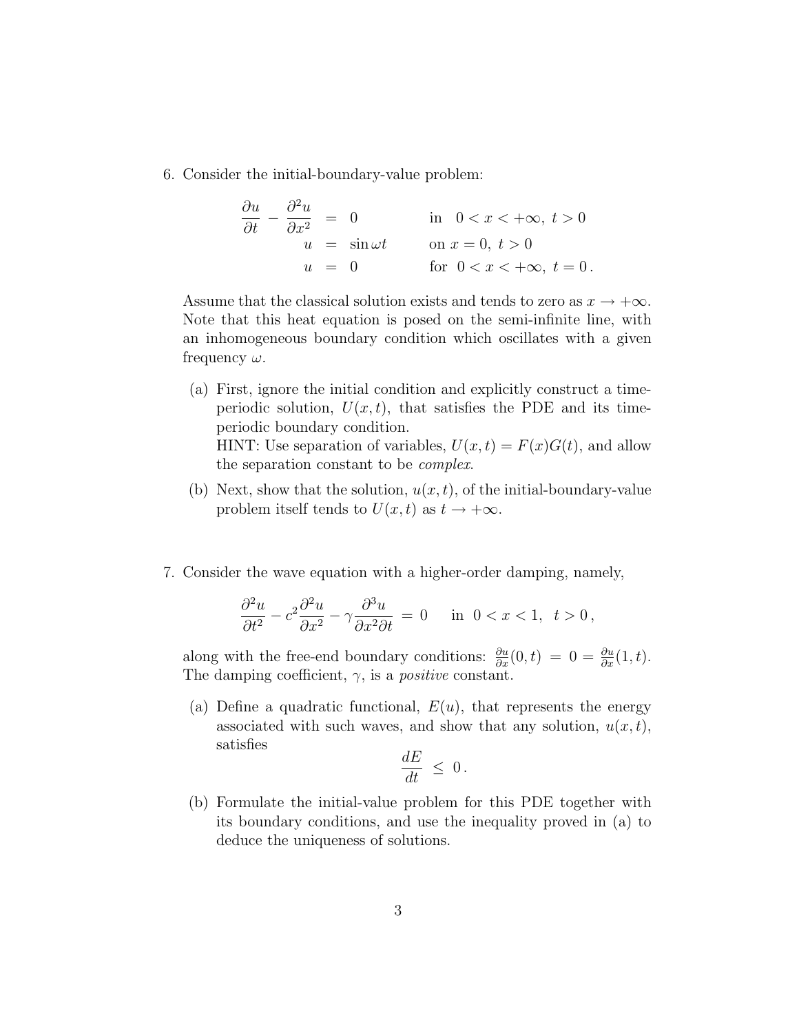6. Consider the initial-boundary-value problem:

$$
\begin{aligned}
\frac{\partial u}{\partial t} - \frac{\partial^2 u}{\partial x^2} &= 0 && \text{in} \quad 0 < x < +\infty,\ t > 0 \\
u &= \sin \omega t && \text{on } x = 0,\ t > 0 \\
u &= 0 && \text{for} \ \ 0 < x < +\infty,\ t = 0\,.
\end{aligned}
$$

Assume that the classical solution exists and tends to zero as $x \to +\infty$. Note that this heat equation is posed on the semi-infinite line, with an inhomogeneous boundary condition which oscillates with a given frequency $\omega$.

(a) First, ignore the initial condition and explicitly construct a time-periodic solution, $U(x,t)$, that satisfies the PDE and its time-periodic boundary condition.
HINT: Use separation of variables, $U(x,t) = F(x)G(t)$, and allow the separation constant to be *complex*.

(b) Next, show that the solution, $u(x,t)$, of the initial-boundary-value problem itself tends to $U(x,t)$ as $t \to +\infty$.

7. Consider the wave equation with a higher-order damping, namely,

$$
\frac{\partial^2 u}{\partial t^2} - c^2 \frac{\partial^2 u}{\partial x^2} - \gamma \frac{\partial^3 u}{\partial x^2 \partial t} = 0 \qquad \text{in} \ \ 0 < x < 1, \ \ t > 0\,,
$$

along with the free-end boundary conditions: $\frac{\partial u}{\partial x}(0,t) = 0 = \frac{\partial u}{\partial x}(1,t)$. The damping coefficient, $\gamma$, is a *positive* constant.

(a) Define a quadratic functional, $E(u)$, that represents the energy associated with such waves, and show that any solution, $u(x,t)$, satisfies

$$
\frac{dE}{dt} \leq 0\,.
$$

(b) Formulate the initial-value problem for this PDE together with its boundary conditions, and use the inequality proved in (a) to deduce the uniqueness of solutions.